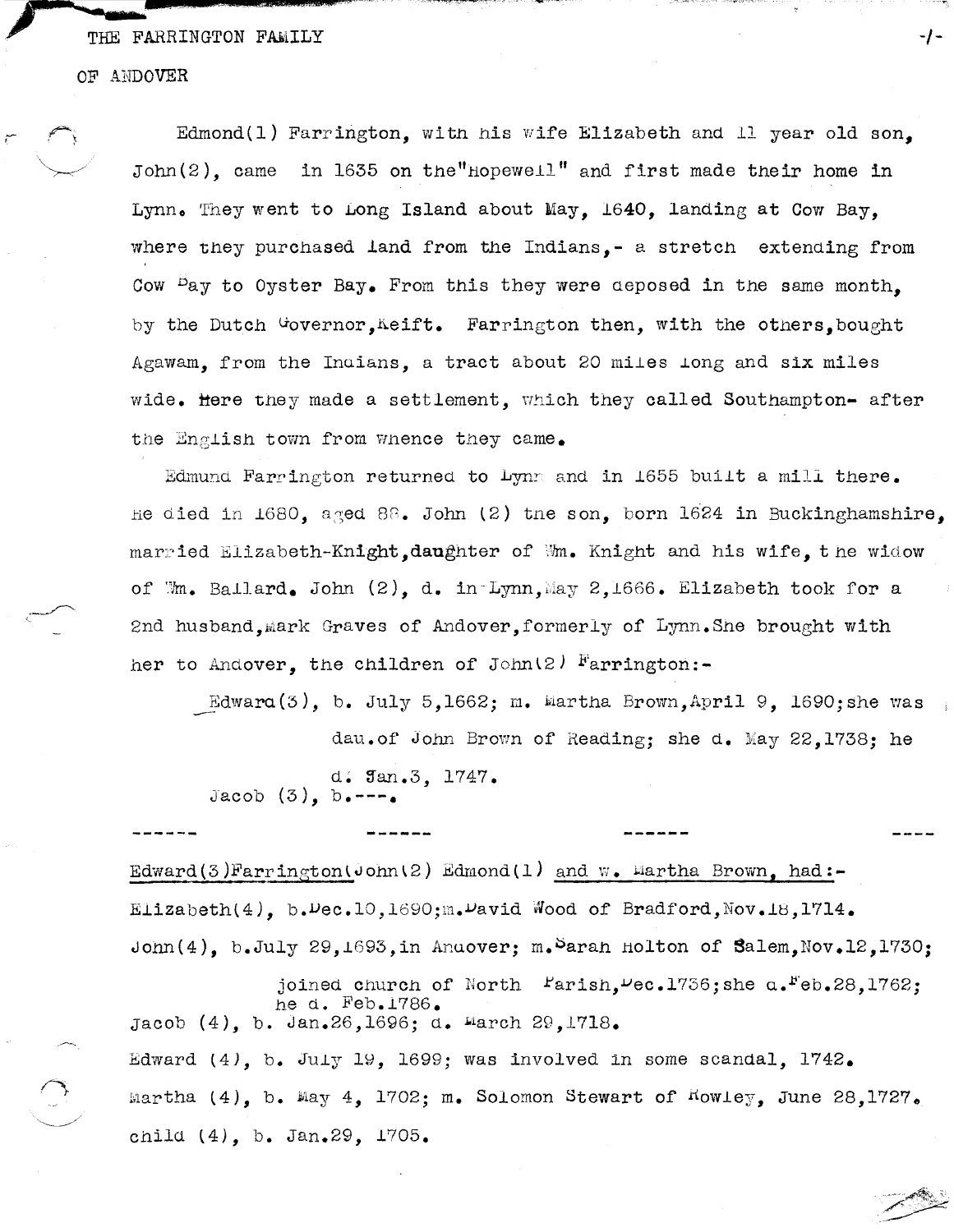# THE FARRINGTON FAMILY

## OF ANDOVER

Edmond(1) Farrington, with his wife Elizabeth and 11 year old son, John(2), came in 1635 on the "Hopewell" and first made their home in Lynn. They went to Long Island about May, 1640, landing at Cow Bay, where they purchased land from the Indians,- a stretch extending from Cow Bay to Oyster Bay. From this they were deposed in the same month, by the Dutch Governor, Keift. Farrington then, with the others, bought Agawam, from the Indians, a tract about 20 miles long and six miles wide. Here they made a settlement, which they called Southampton- after the English town from whence they came.

Edmund Farrington returned to Lynn and in 1655 built a mill there. He died in 1680, aged 88. John (2) the son, born 1624 in Buckinghamshire, married Elizabeth-Knight, daughter of Wm. Knight and his wife, the widow of Wm. Ballard. John (2), d. in Lynn, May 2, 1666. Elizabeth took for a 2nd husband, Mark Graves of Andover, formerly of Lynn. She brought with her to Andover, the children of John(2) Farrington:-

Edward(3), b. July 5, 1662; m. Martha Brown, April 9, 1690; she was dau. of John Brown of Reading; she d. May 22, 1738; he d. Jan.3, 1747.

Jacob (3), b.---.

------ ------ ------ ----

Edward(3) Farrington(John(2) Edmond(1) and w. Martha Brown, had:-

Elizabeth(4), b. Dec.10, 1690; m. David Wood of Bradford, Nov.18, 1714.

John(4), b. July 29, 1693, in Andover; m. Sarah Holton of Salem, Nov.12, 1730; joined church of North Parish, Dec. 1736; she d. Feb.28, 1762; he d. Feb. 1786.

Jacob (4), b. Jan.26, 1696; d. March 29, 1718.

Edward (4), b. July 19, 1699; was involved in some scandal, 1742.

Martha (4), b. May 4, 1702; m. Solomon Stewart of Rowley, June 28, 1727.

child (4), b. Jan.29, 1705.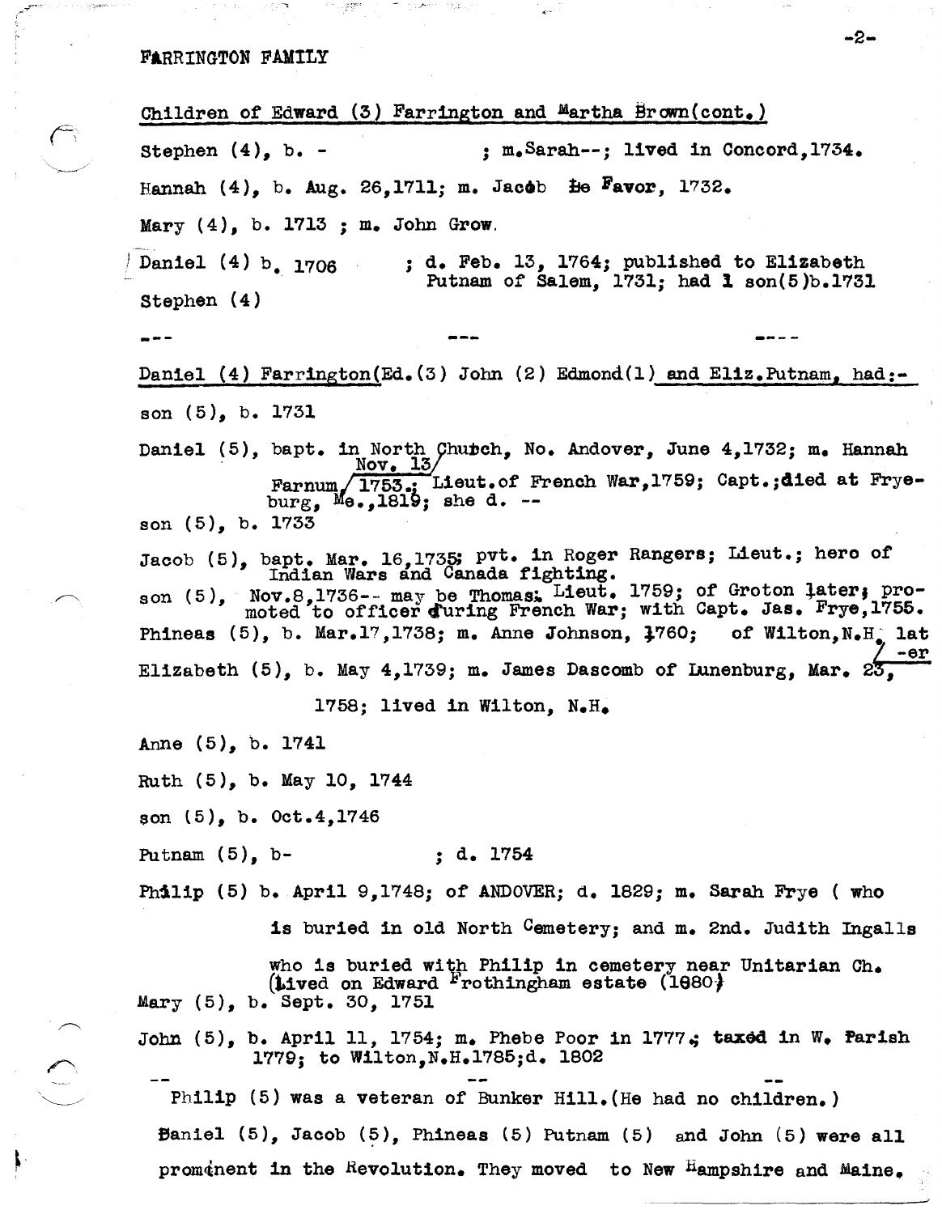FARRINGTON FAMILY

Children of Edward (3) Farrington and Martha Brown(cont.)

Stephen (4), b. - ; m.Sarah--; lived in Concord,1734.

Hannah (4), b. Aug. 26,1711; m. Jacob Le Favor, 1732.

Mary (4), b. 1713 ; m. John Grow.

Daniel (4) b. 1706 ; d. Feb. 13, 1764; published to Elizabeth Putnam of Salem, 1731; had 1 son(5)b.1731

Stephen (4)

--- --- ----

Daniel (4) Farrington(Ed.(3) John (2) Edmond(1) and Eliz.Putnam, had:-

son (5), b. 1731

Daniel (5), bapt. in North Church, No. Andover, June 4,1732; m. Hannah Farnum/ Nov. 13 1753.; Lieut.of French War,1759; Capt.;died at Fryeburg, Me.,1819; she d. --

son (5), b. 1733

Jacob (5), bapt. Mar. 16,1735; pvt. in Roger Rangers; Lieut.; hero of Indian Wars and Canada fighting.

son (5), Nov.8,1736-- may be Thomas; Lieut. 1759; of Groton later; promoted to officer during French War; with Capt. Jas. Frye,1755.

Phineas (5), b. Mar.17,1738; m. Anne Johnson, 1760; of Wilton,N.H. later

Elizabeth (5), b. May 4,1739; m. James Dascomb of Lunenburg, Mar. 23, 1758; lived in Wilton, N.H.

Anne (5), b. 1741

Ruth (5), b. May 10, 1744

son (5), b. Oct.4,1746

Putnam (5), b- ; d. 1754

Philip (5) b. April 9,1748; of ANDOVER; d. 1829; m. Sarah Frye ( who is buried in old North Cemetery; and m. 2nd. Judith Ingalls who is buried with Philip in cemetery near Unitarian Ch. (Lived on Edward Frothingham estate (1980)

Mary (5), b. Sept. 30, 1751

John (5), b. April 11, 1754; m. Phebe Poor in 1777.; taxed in W. Parish 1779; to Wilton,N.H.1785;d. 1802

-- -- --

Philip (5) was a veteran of Bunker Hill.(He had no children.)

Daniel (5), Jacob (5), Phineas (5) Putnam (5) and John (5) were all prominent in the Revolution. They moved to New Hampshire and Maine.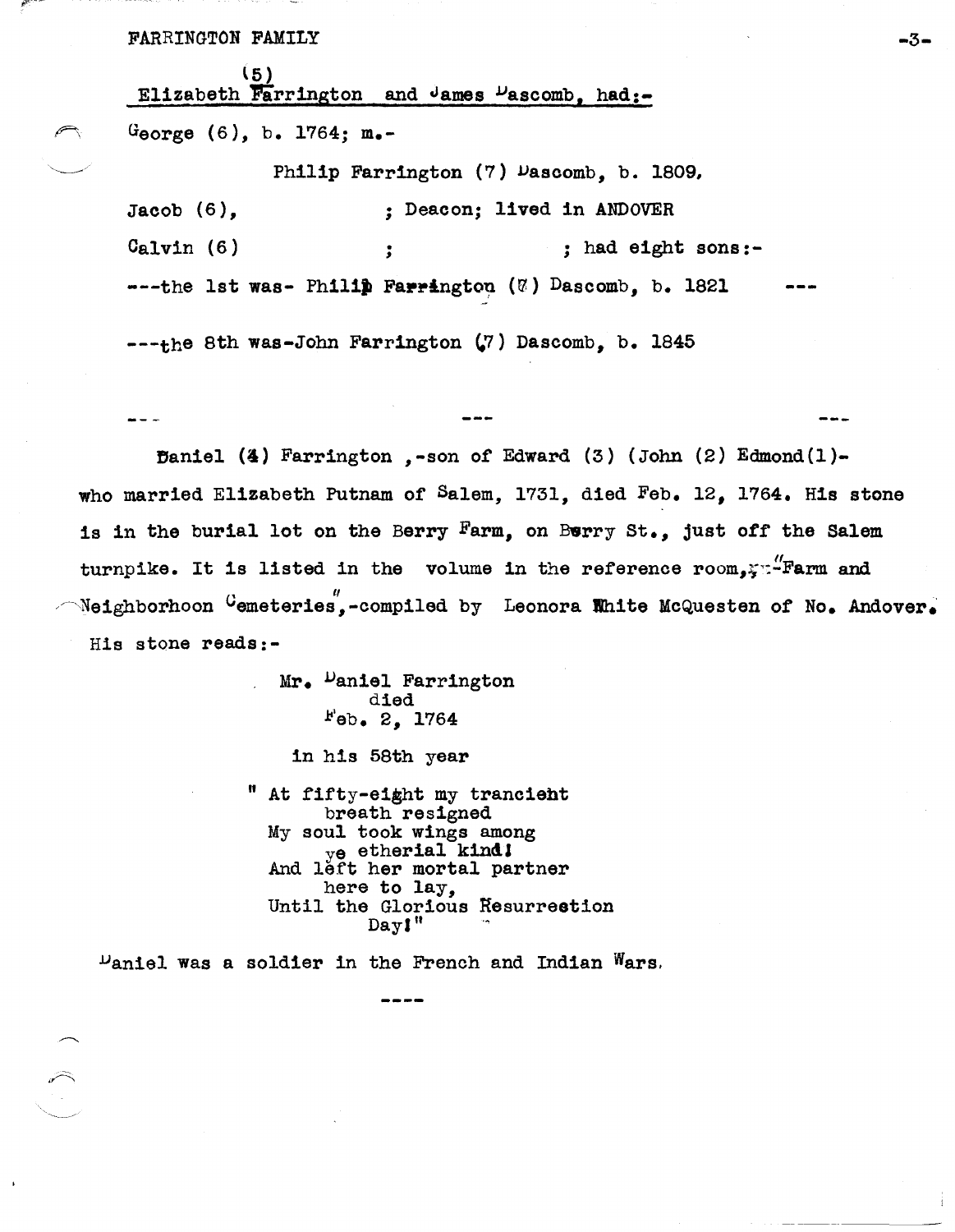(5)
Elizabeth Farrington and James Dascomb, had:-

George (6), b. 1764; m.-

Philip Farrington (7) Dascomb, b. 1809,

Jacob (6), ; Deacon; lived in ANDOVER

Calvin (6) ; ; had eight sons:-

---the 1st was- Philip Farrington (7) Dascomb, b. 1821 ---

---the 8th was-John Farrington (7) Dascomb, b. 1845

--- --- ---

Daniel (4) Farrington ,-son of Edward (3) (John (2) Edmond(1)- who married Elizabeth Putnam of Salem, 1731, died Feb. 12, 1764. His stone is in the burial lot on the Berry Farm, on Berry St., just off the Salem turnpike. It is listed in the volume in the reference room,-"Farm and Neighborhoon Cemeteries",-compiled by Leonora White McQuesten of No. Andover. His stone reads:-

Mr. Daniel Farrington
died
Feb. 2, 1764

in his 58th year

" At fifty-eight my trancient
breath resigned
My soul took wings among
ye etherial kind!
And left her mortal partner
here to lay,
Until the Glorious Resurrection
Day!"

Daniel was a soldier in the French and Indian Wars.

----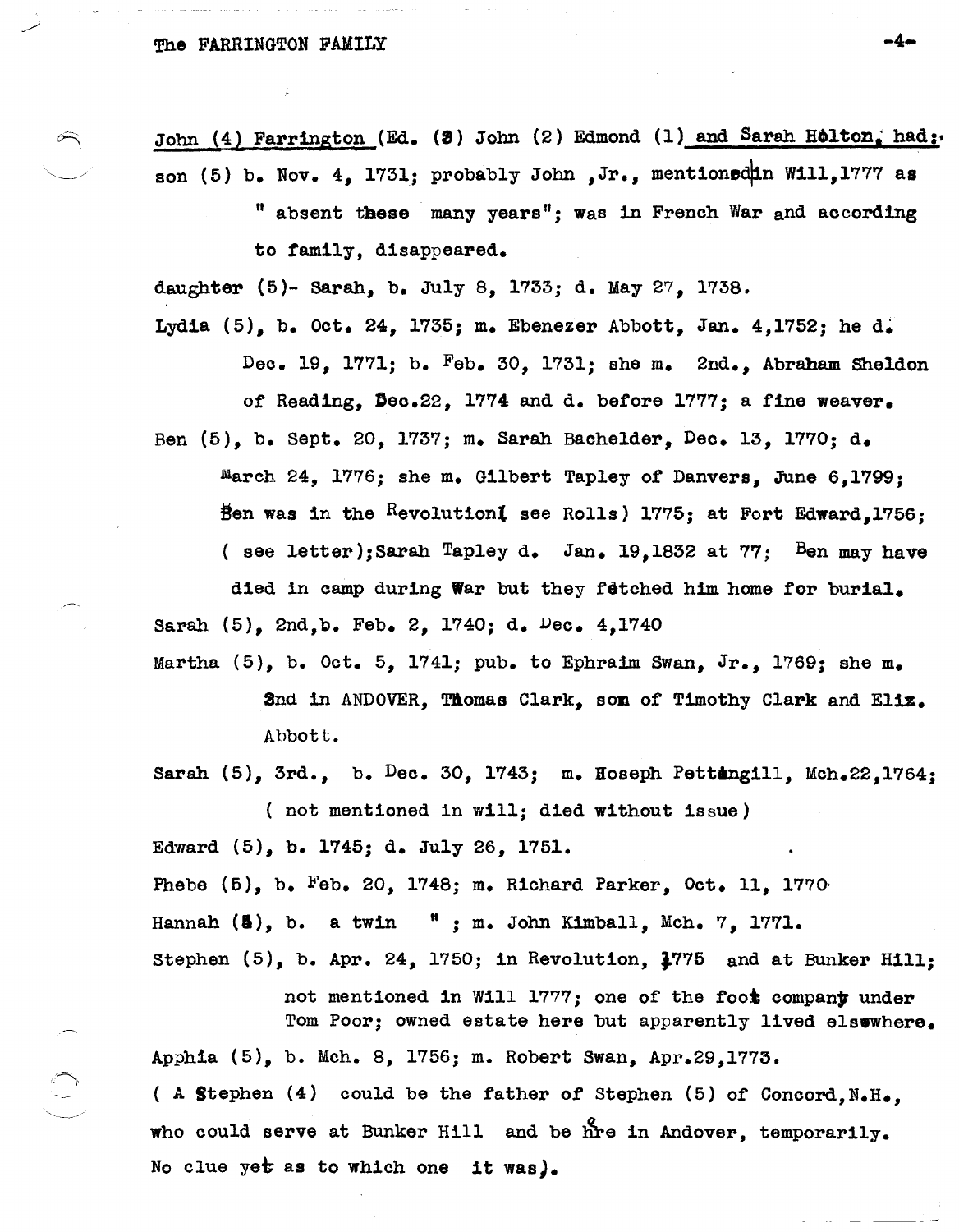John (4) Farrington (Ed. (3) John (2) Edmond (1) and Sarah Holton, had:

son (5) b. Nov. 4, 1731; probably John ,Jr., mentioned in Will,1777 as " absent these many years"; was in French War and according to family, disappeared.

daughter (5)- Sarah, b. July 8, 1733; d. May 27, 1738.

Lydia (5), b. Oct. 24, 1735; m. Ebenezer Abbott, Jan. 4,1752; he d. Dec. 19, 1771; b. Feb. 30, 1731; she m. 2nd., Abraham Sheldon of Reading, Dec.22, 1774 and d. before 1777; a fine weaver.

Ben (5), b. Sept. 20, 1737; m. Sarah Bachelder, Dec. 13, 1770; d. March 24, 1776; she m. Gilbert Tapley of Danvers, June 6,1799; Ben was in the Revolution( see Rolls) 1775; at Fort Edward,1756; ( see letter);Sarah Tapley d. Jan. 19,1832 at 77; Ben may have died in camp during War but they fetched him home for burial.

Sarah (5), 2nd,b. Feb. 2, 1740; d. Dec. 4,1740

Martha (5), b. Oct. 5, 1741; pub. to Ephraim Swan, Jr., 1769; she m. 2nd in ANDOVER, Thomas Clark, son of Timothy Clark and Eliz. Abbott.

Sarah (5), 3rd., b. Dec. 30, 1743; m. Hoseph Pettingill, Mch.22,1764; ( not mentioned in will; died without issue)

Edward (5), b. 1745; d. July 26, 1751.

Phebe (5), b. Feb. 20, 1748; m. Richard Parker, Oct. 11, 1770

Hannah (5), b. a twin " ; m. John Kimball, Mch. 7, 1771.

Stephen (5), b. Apr. 24, 1750; in Revolution, 1775 and at Bunker Hill; not mentioned in Will 1777; one of the foot company under Tom Poor; owned estate here but apparently lived elsewhere.

Apphia (5), b. Mch. 8, 1756; m. Robert Swan, Apr.29,1773.

( A Stephen (4) could be the father of Stephen (5) of Concord,N.H., who could serve at Bunker Hill and be here in Andover, temporarily. No clue yet as to which one it was).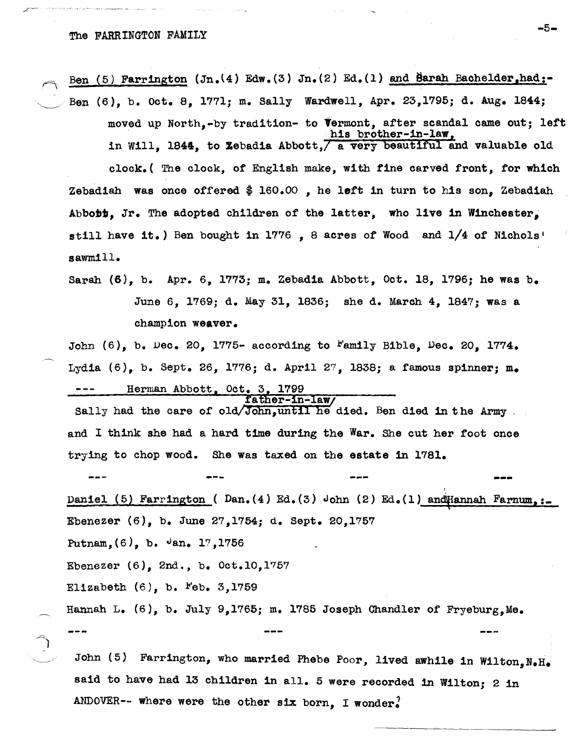Ben (5) Farrington (Jn.(4) Edw.(3) Jn.(2) Ed.(1) and Sarah Bachelder, had:-

Ben (6), b. Oct. 8, 1771; m. Sally Wardwell, Apr. 23,1795; d. Aug. 1844; moved up North,-by tradition- to Vermont, after scandal came out; left in Will, 1844, to Zebadia Abbott, his brother-in-law, a very beautiful and valuable old clock.( The clock, of English make, with fine carved front, for which Zebadiah was once offered $ 160.00 , he left in turn to his son, Zebadiah Abbott, Jr. The adopted children of the latter, who live in Winchester, still have it.) Ben bought in 1776 , 8 acres of Wood and 1/4 of Nichols' sawmill.

Sarah (6), b. Apr. 6, 1773; m. Zebadia Abbott, Oct. 18, 1796; he was b. June 6, 1769; d. May 31, 1836; she d. March 4, 1847; was a champion weaver.

John (6), b. Dec. 20, 1775- according to Family Bible, Dec. 20, 1774.

Lydia (6), b. Sept. 26, 1776; d. April 27, 1838; a famous spinner; m. --- Herman Abbott, Oct. 3, 1799

Sally had the care of old father-in-law John, until he died. Ben died in the Army and I think she had a hard time during the War. She cut her foot once trying to chop wood. She was taxed on the estate in 1781.

--- --- --- ---

Daniel (5) Farrington ( Dan.(4) Ed.(3) John (2) Ed.(1) and Hannah Farnum, :-

Ebenezer (6), b. June 27,1754; d. Sept. 20,1757

Putnam, (6), b. Jan. 17,1756

Ebenezer (6), 2nd., b. Oct.10,1757

Elizabeth (6), b. Feb. 3,1759

Hannah L. (6), b. July 9,1765; m. 1785 Joseph Chandler of Fryeburg,Me.

--- --- ---

John (5) Farrington, who married Phebe Poor, lived awhile in Wilton,N.H. said to have had 13 children in all. 5 were recorded in Wilton; 2 in ANDOVER-- where were the other six born, I wonder?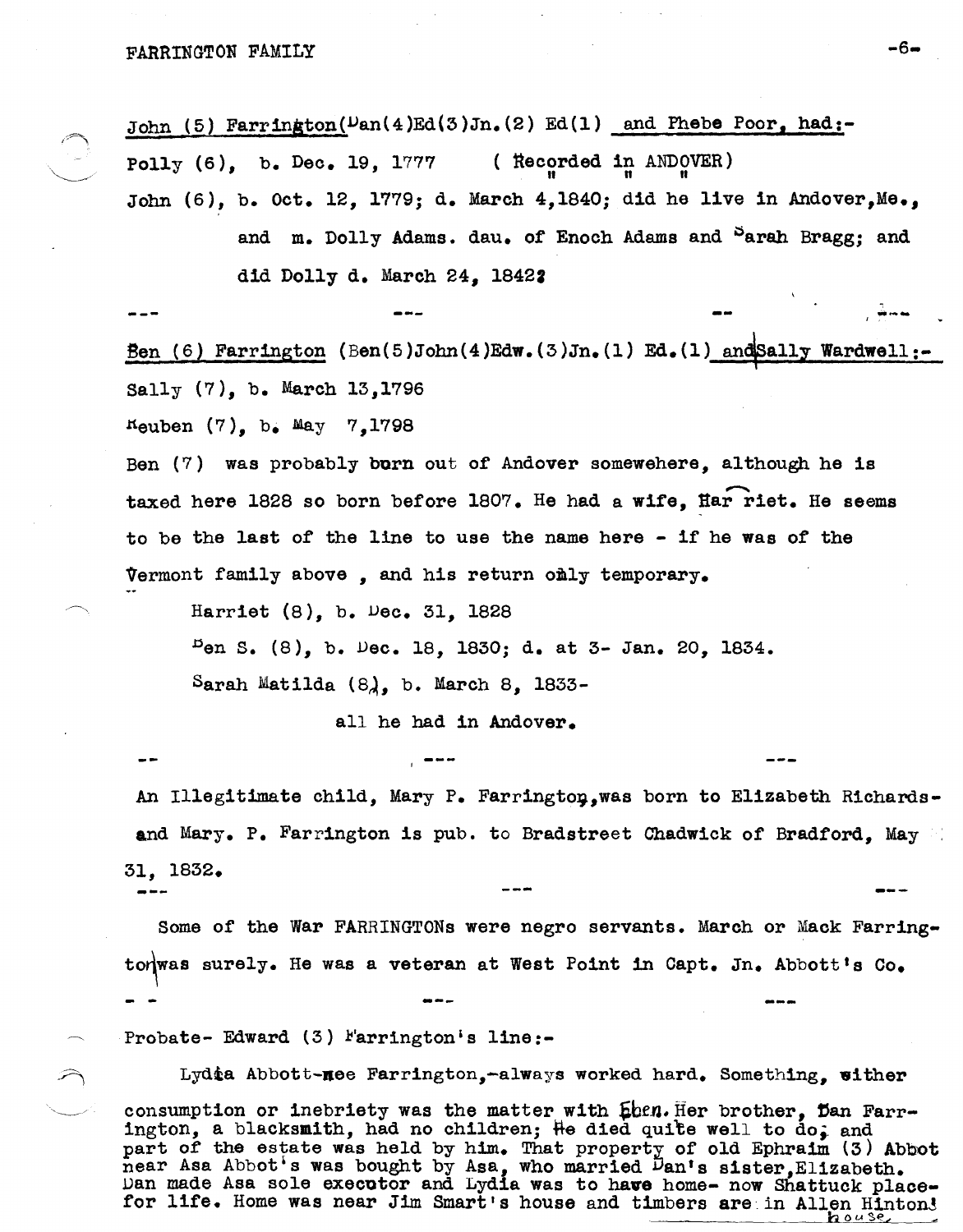John (5) Farrington(Dan(4)Ed(3)Jn.(2) Ed(1) and Phebe Poor, had:-

Polly (6), b. Dec. 19, 1777 ( Recorded in ANDOVER)

John (6), b. Oct. 12, 1779; d. March 4,1840; did he live in Andover,Me., and m. Dolly Adams. dau. of Enoch Adams and Sarah Bragg; and did Dolly d. March 24, 1842?

--- --- -- ---

Ben (6) Farrington (Ben(5)John(4)Edw.(3)Jn.(1) Ed.(1) and Sally Wardwell:-

Sally (7), b. March 13,1796

Reuben (7), b. May 7,1798

Ben (7) was probably born out of Andover somewehere, although he is taxed here 1828 so born before 1807. He had a wife, Harriet. He seems to be the last of the line to use the name here - if he was of the Vermont family above , and his return only temporary.

Harriet (8), b. Dec. 31, 1828

Ben S. (8), b. Dec. 18, 1830; d. at 3- Jan. 20, 1834.

Sarah Matilda (8), b. March 8, 1833-

all he had in Andover.

-- --- ---

An Illegitimate child, Mary P. Farrington,was born to Elizabeth Richards- and Mary. P. Farrington is pub. to Bradstreet Chadwick of Bradford, May 31, 1832.

--- --- ---

Some of the War FARRINGTONs were negro servants. March or Mack Farrington was surely. He was a veteran at West Point in Capt. Jn. Abbott's Co.

-- --- ---

Probate- Edward (3) Farrington's line:-

Lydia Abbott-nee Farrington,-always worked hard. Something, either consumption or inebriety was the matter with Eben. Her brother, Dan Farrington, a blacksmith, had no children; He died quite well to do; and part of the estate was held by him. That property of old Ephraim (3) Abbot near Asa Abbot's was bought by Asa, who married Dan's sister,Elizabeth. Dan made Asa sole executor and Lydia was to have home- now Shattuck place- for life. Home was near Jim Smart's house and timbers are in Allen Hinton's house,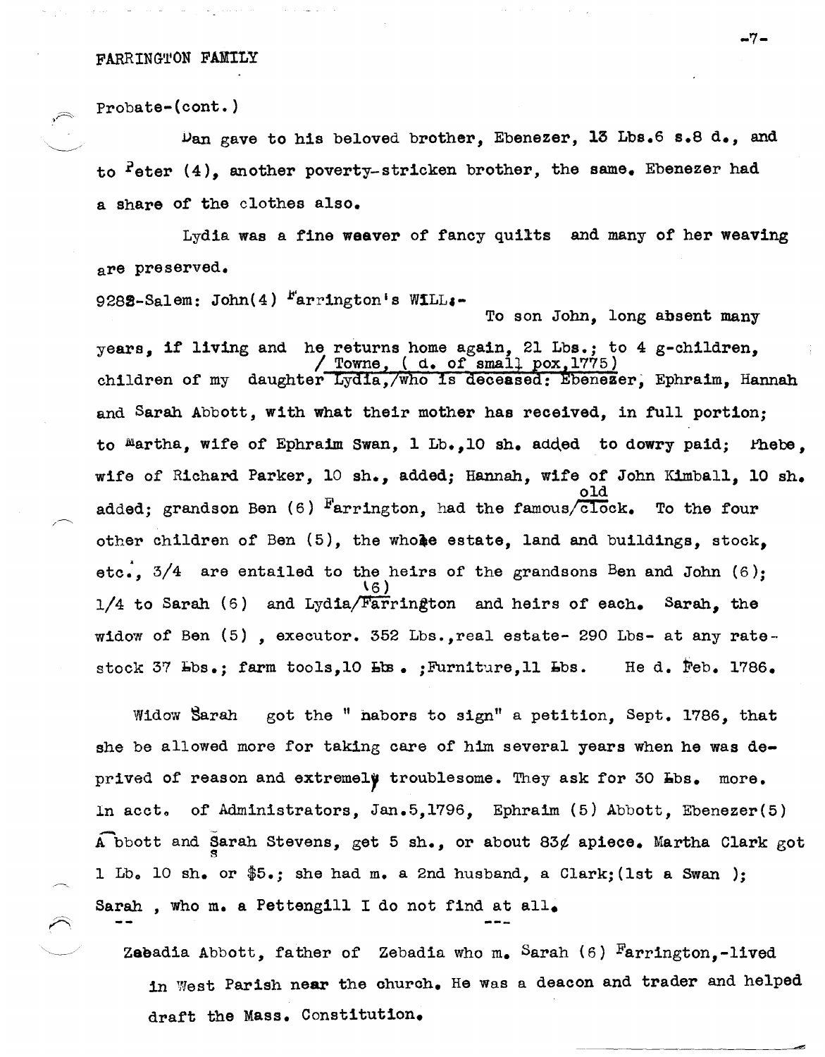FARRINGTON FAMILY

Probate-(cont.)

Dan gave to his beloved brother, Ebenezer, 13 Lbs.6 s.8 d., and to Peter (4), another poverty-stricken brother, the same. Ebenezer had a share of the clothes also.

Lydia was a fine weaver of fancy quilts and many of her weaving are preserved.

9282-Salem: John(4) Farrington's WILL:- To son John, long absent many years, if living and he returns home again, 21 Lbs.; to 4 g-children, children of my daughter Lydia, / Towne, ( d. of small pox,1775) who is deceased: Ebenezer, Ephraim, Hannah and Sarah Abbott, with what their mother has received, in full portion; to Martha, wife of Ephraim Swan, 1 Lb.,10 sh. added to dowry paid; Phebe, wife of Richard Parker, 10 sh., added; Hannah, wife of John Kimball, 10 sh. added; grandson Ben (6) Farrington, had the famous old clock. To the four other children of Ben (5), the whole estate, land and buildings, stock, etc., 3/4 are entailed to the heirs of the grandsons Ben and John (6); 1/4 to Sarah (6) and Lydia (6) Farrington and heirs of each. Sarah, the widow of Ben (5) , executor. 352 Lbs.,real estate- 290 Lbs- at any rate- stock 37 Lbs.; farm tools,10 Lbs. ;Furniture,11 Lbs. He d. Feb. 1786.

Widow Sarah got the " nabors to sign" a petition, Sept. 1786, that she be allowed more for taking care of him several years when he was deprived of reason and extremely troublesome. They ask for 30 Lbs. more. In acct. of Administrators, Jan.5,1796, Ephraim (5) Abbott, Ebenezer(5) Abbott and Sarah Stevens, get 5 sh., or about 83¢ apiece. Martha Clark got 1 Lb. 10 sh. or $5.; she had m. a 2nd husband, a Clark;(1st a Swan ); Sarah , who m. a Pettengill I do not find at all.

Zebadia Abbott, father of Zebadia who m. Sarah (6) Farrington,-lived in West Parish near the church. He was a deacon and trader and helped draft the Mass. Constitution.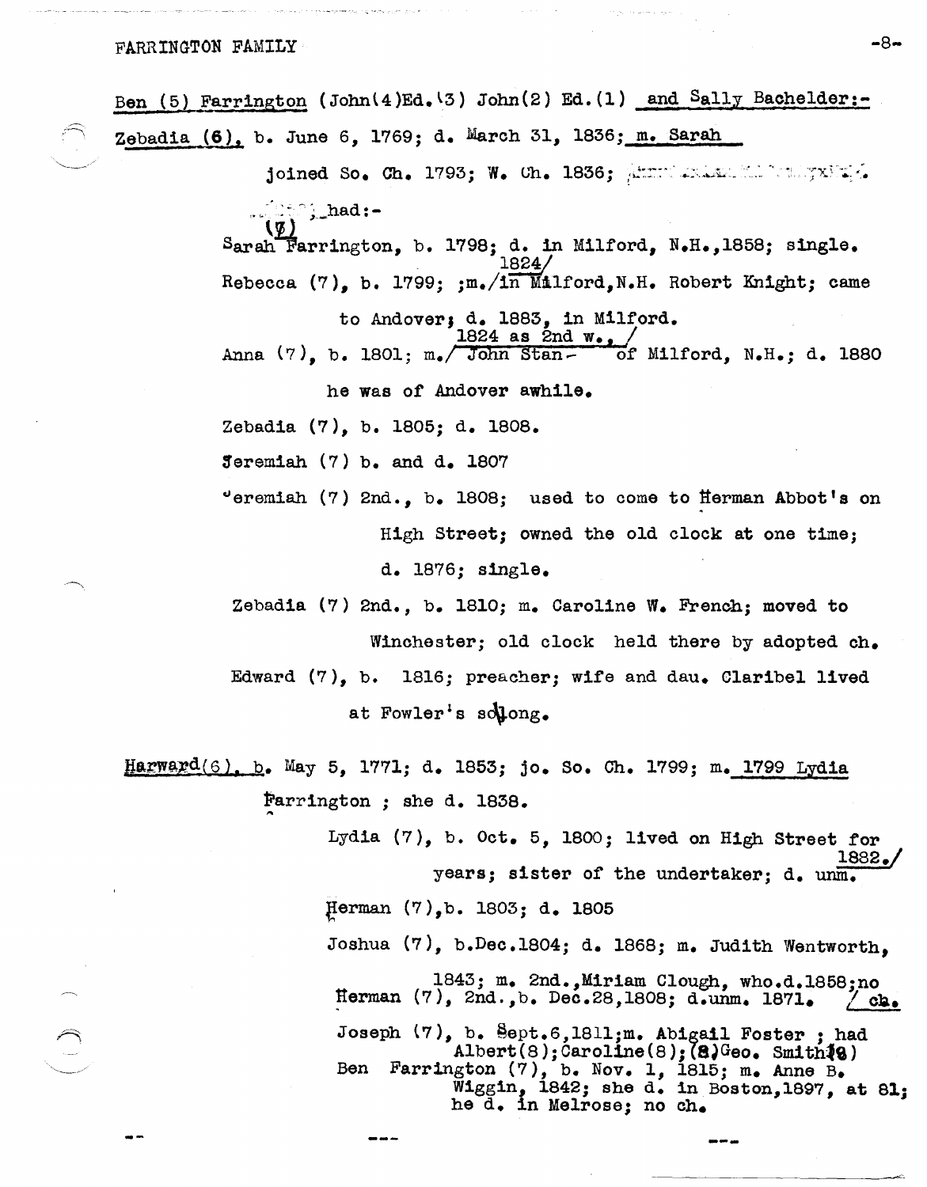Ben (5) Farrington (John(4)Ed.(3) John(2) Ed.(1) and Sally Bachelder:-

Zebadia (6), b. June 6, 1769; d. March 31, 1836; m. Sarah

joined So. Ch. 1793; W. Ch. 1836;

had:-

Sarah Farrington (7), b. 1798; d. in Milford, N.H., 1858; single.

Rebecca (7), b. 1799; ;m./1824 in Milford, N.H. Robert Knight; came to Andover; d. 1883, in Milford.

Anna (7), b. 1801; m./1824 as 2nd w., John Stan- of Milford, N.H.; d. 1880 he was of Andover awhile.

Zebadia (7), b. 1805; d. 1808.

Jeremiah (7) b. and d. 1807

Jeremiah (7) 2nd., b. 1808; used to come to Herman Abbot's on High Street; owned the old clock at one time; d. 1876; single.

Zebadia (7) 2nd., b. 1810; m. Caroline W. French; moved to Winchester; old clock held there by adopted ch.

Edward (7), b. 1816; preacher; wife and dau. Claribel lived at Fowler's so long.

Harward(6), b. May 5, 1771; d. 1853; jo. So. Ch. 1799; m. 1799 Lydia Farrington ; she d. 1838.

Lydia (7), b. Oct. 5, 1800; lived on High Street for years; sister of the undertaker; d. unm. 1882./

Herman (7), b. 1803; d. 1805

Joshua (7), b. Dec. 1804; d. 1868; m. Judith Wentworth, 1843; m. 2nd., Miriam Clough, who d. 1858; no ch.

Herman (7), 2nd., b. Dec. 28, 1808; d. unm. 1871.

Joseph (7), b. Sept. 6, 1811; m. Abigail Foster ; had Albert(8); Caroline(8); (8) Geo. Smith(8)

Ben Farrington (7), b. Nov. 1, 1815; m. Anne B. Wiggin, 1842; she d. in Boston, 1897, at 81; he d. in Melrose; no ch.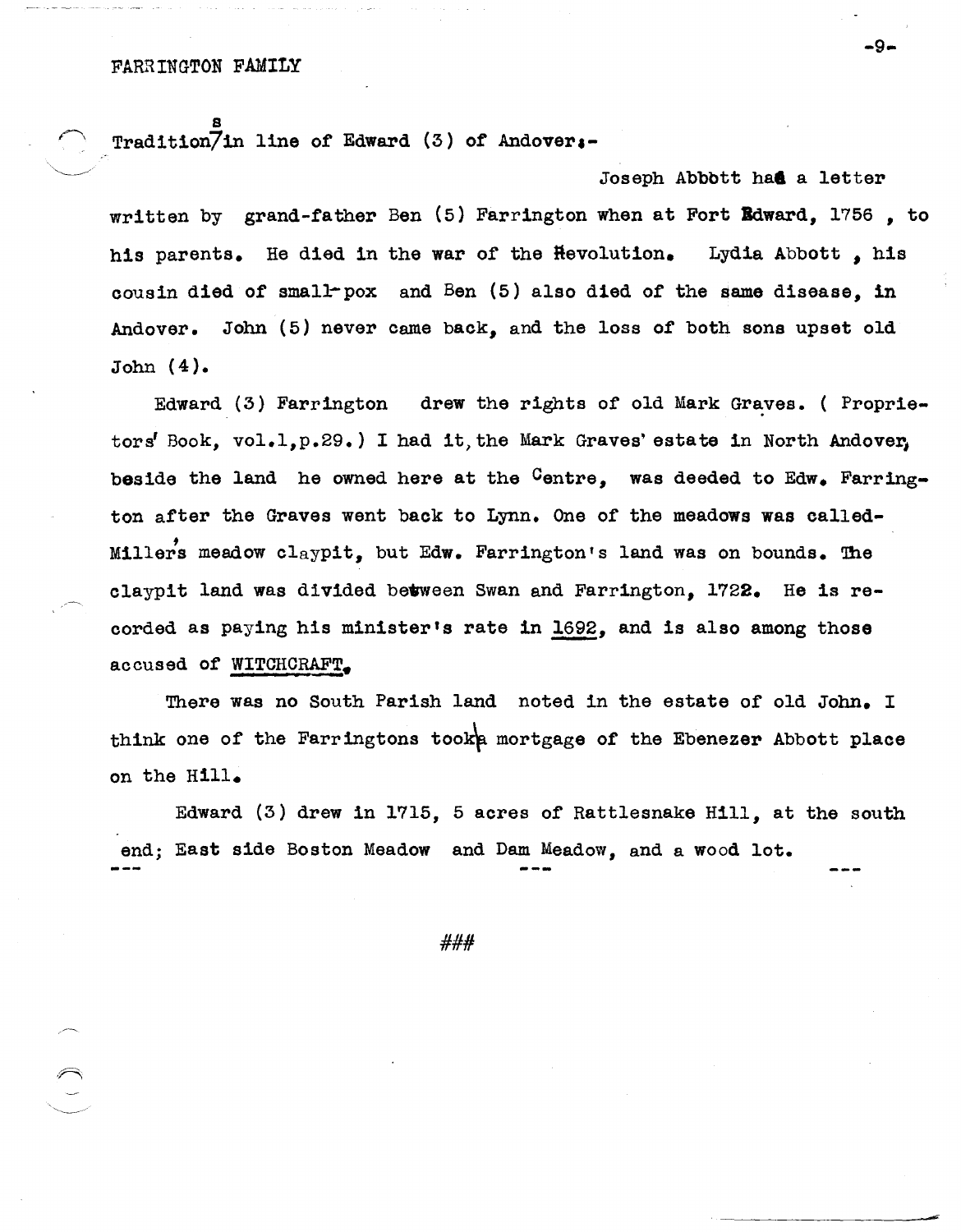Traditions in line of Edward (3) of Andover:-

Joseph Abbott had a letter written by grand-father Ben (5) Farrington when at Fort Edward, 1756 , to his parents. He died in the war of the Revolution. Lydia Abbott , his cousin died of small-pox and Ben (5) also died of the same disease, in Andover. John (5) never came back, and the loss of both sons upset old John (4).

Edward (3) Farrington drew the rights of old Mark Graves. ( Proprietors' Book, vol.1,p.29.) I had it, the Mark Graves' estate in North Andover, beside the land he owned here at the Centre, was deeded to Edw. Farrington after the Graves went back to Lynn. One of the meadows was called- Miller's meadow claypit, but Edw. Farrington's land was on bounds. The claypit land was divided between Swan and Farrington, 1722. He is recorded as paying his minister's rate in 1692, and is also among those accused of WITCHCRAFT.

There was no South Parish land noted in the estate of old John. I think one of the Farringtons took a mortgage of the Ebenezer Abbott place on the Hill.

Edward (3) drew in 1715, 5 acres of Rattlesnake Hill, at the south end; East side Boston Meadow and Dam Meadow, and a wood lot.

---

###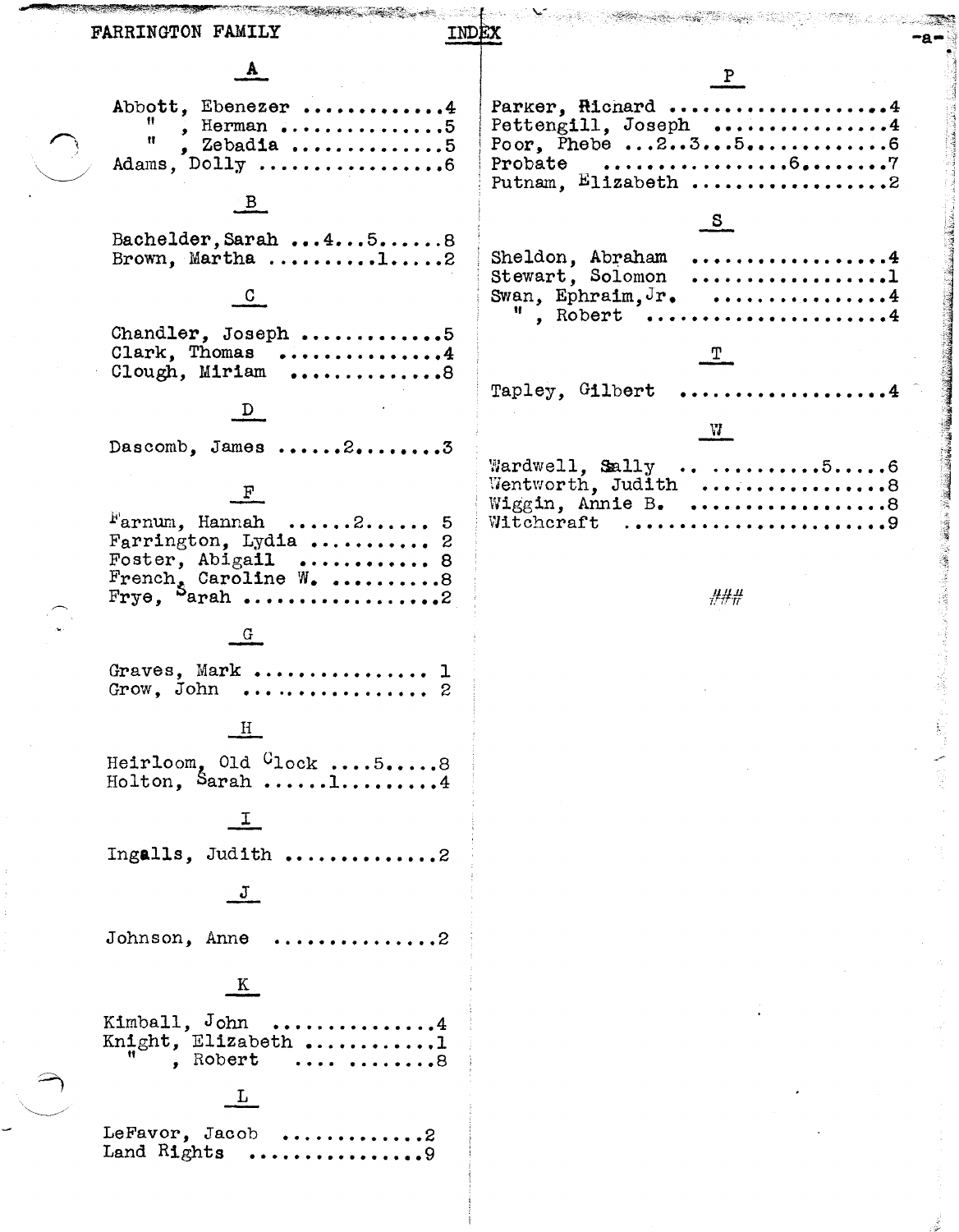FARRINGTON FAMILY

# INDEX

## A

Abbott, Ebenezer ............4
" , Herman ...............5
" , Zebadia ..............5
Adams, Dolly ................6

## B

Bachelder, Sarah ...4...5.....8
Brown, Martha .........1.....2

## C

Chandler, Joseph .............5
Clark, Thomas ...............4
Clough, Miriam .............8

## D

Dascomb, James ......2.......3

## F

Farnum, Hannah ......2...... 5
Farrington, Lydia ........... 2
Foster, Abigail ............ 8
French, Caroline W. .........8
Frye, Sarah .................2

## G

Graves, Mark ............... 1
Grow, John ................ 2

## H

Heirloom, Old Clock ....5.....8
Holton, Sarah ......1.........4

## I

Ingalls, Judith .............2

## J

Johnson, Anne ...............2

## K

Kimball, John ...............4
Knight, Elizabeth ...........1
" , Robert .... .......8

## L

LeFavor, Jacob ............2
Land Rights ...............9

## P

Parker, Richard ....................4
Pettengill, Joseph ................4
Poor, Phebe ...2..3...5.............6
Probate ................6........7
Putnam, Elizabeth ..................2

## S

Sheldon, Abraham ..................4
Stewart, Solomon ..................1
Swan, Ephraim, Jr. ................4
" , Robert .....................4

## T

Tapley, Gilbert ....................4

## W

Wardwell, Sally .. ..........5.....6
Wentworth, Judith .................8
Wiggin, Annie B. ..................8
Witchcraft ........................9

###